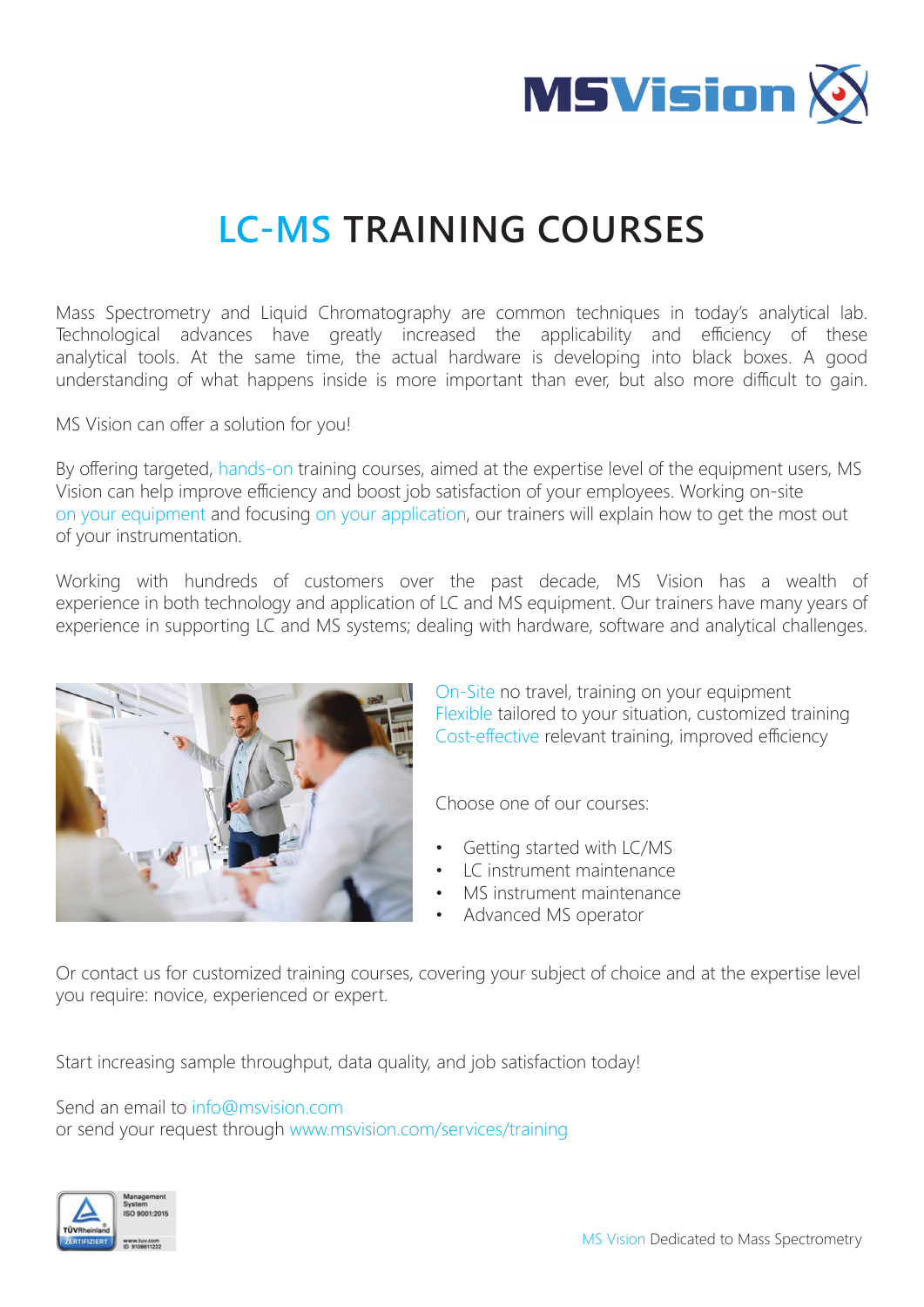# LC-MS TRAINING COURSES

Mass Spectrometry and Liquid Chromatography are common techniques in today's analytical lab. Technological advances have greatly increased the applicability and efficiency of these analytical tools. At the same time, the actual hardware is developing into black boxes. A good understanding of what happens inside is more important than ever, but also more difficult to gain.

MS Vision can offer a solution for you!

By offering targeted, hands-on training courses, aimed at the expertise level of the equipment users, MS Vision can help improve efficiency and boost job satisfaction of your employees. Working on-site on your equipment and focusing on your application, our trainers will explain how to get the most out of your instrumentation.

Working with hundreds of customers over the past decade, MS Vision has a wealth of experience in both technology and application of LC and MS equipment. Our trainers have many years of experience in supporting LC and MS systems; dealing with hardware, software and analytical challenges.

On-Site no travel, training on your equipment
Flexible tailored to your situation, customized training
Cost-effective relevant training, improved efficiency

Choose one of our courses:

- Getting started with LC/MS
- LC instrument maintenance
- MS instrument maintenance
- Advanced MS operator

Or contact us for customized training courses, covering your subject of choice and at the expertise level you require: novice, experienced or expert.

Start increasing sample throughput, data quality, and job satisfaction today!

Send an email to info@msvision.com
or send your request through www.msvision.com/services/training

Management System ISO 9001:2015
TÜVRheinland ZERTIFIZIERT
www.tuv.com ID 9108611222

MS Vision Dedicated to Mass Spectrometry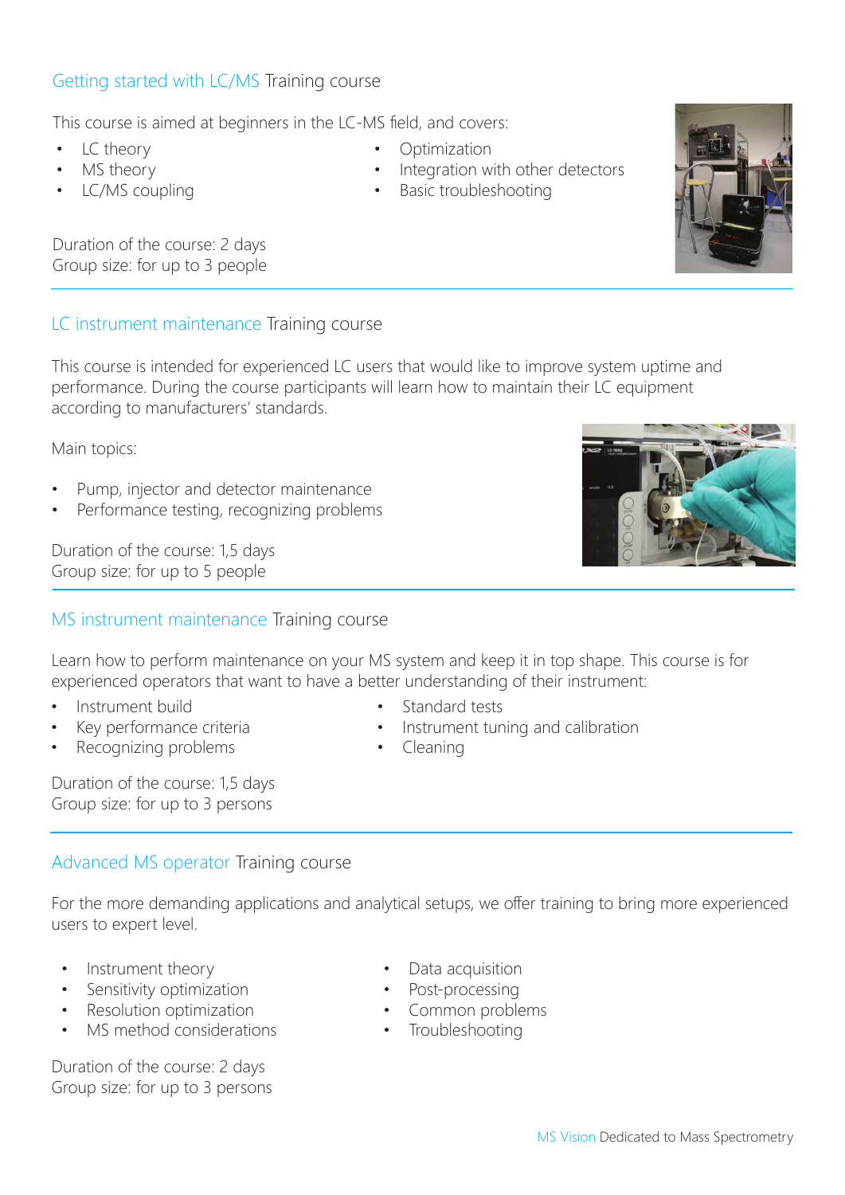## Getting started with LC/MS Training course

This course is aimed at beginners in the LC-MS field, and covers:

- LC theory
- MS theory
- LC/MS coupling
- Optimization
- Integration with other detectors
- Basic troubleshooting

Duration of the course: 2 days
Group size: for up to 3 people

## LC instrument maintenance Training course

This course is intended for experienced LC users that would like to improve system uptime and performance. During the course participants will learn how to maintain their LC equipment according to manufacturers' standards.

Main topics:

- Pump, injector and detector maintenance
- Performance testing, recognizing problems

Duration of the course: 1,5 days
Group size: for up to 5 people

## MS instrument maintenance Training course

Learn how to perform maintenance on your MS system and keep it in top shape. This course is for experienced operators that want to have a better understanding of their instrument:

- Instrument build
- Key performance criteria
- Recognizing problems
- Standard tests
- Instrument tuning and calibration
- Cleaning

Duration of the course: 1,5 days
Group size: for up to 3 persons

## Advanced MS operator Training course

For the more demanding applications and analytical setups, we offer training to bring more experienced users to expert level.

- Instrument theory
- Sensitivity optimization
- Resolution optimization
- MS method considerations
- Data acquisition
- Post-processing
- Common problems
- Troubleshooting

Duration of the course: 2 days
Group size: for up to 3 persons